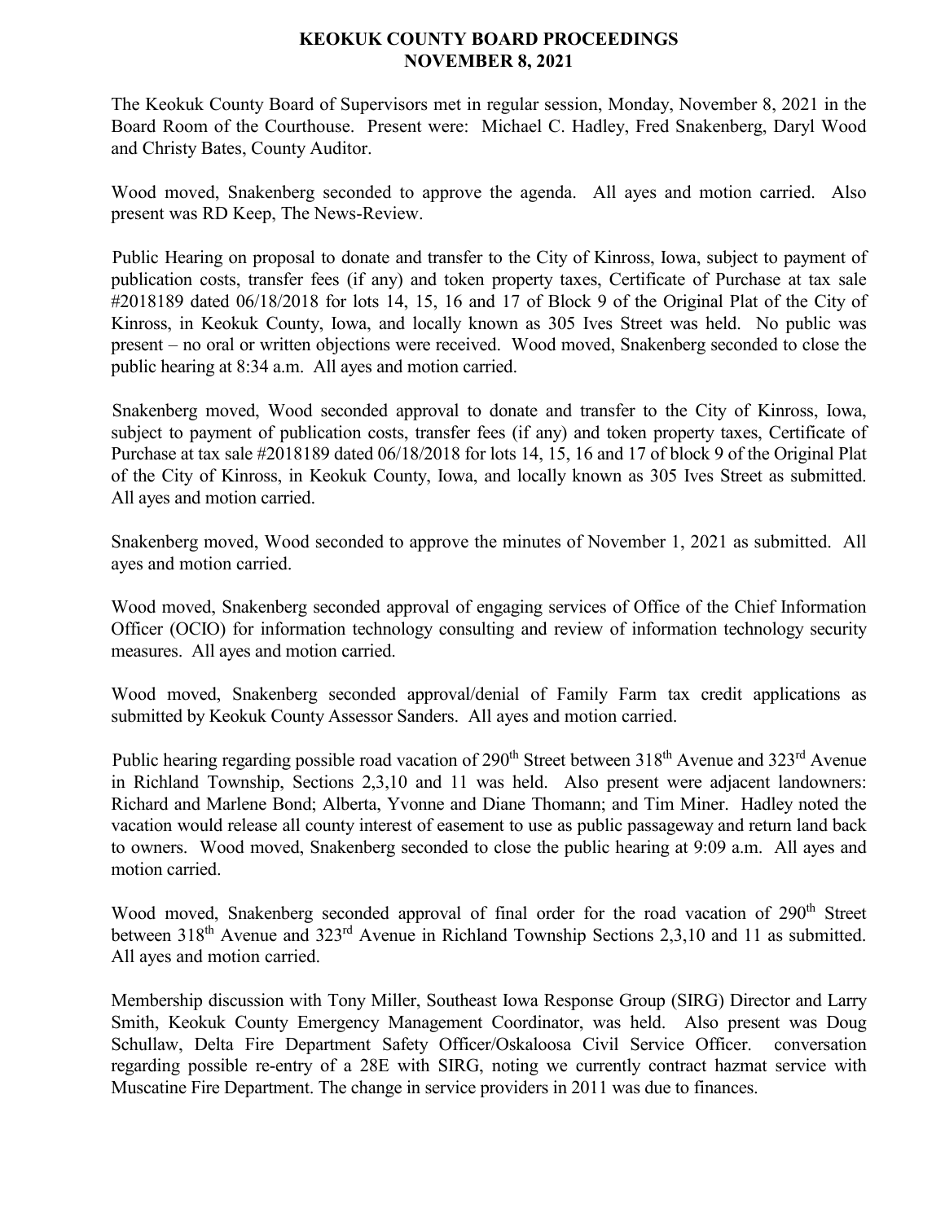# KEOKUK COUNTY BOARD PROCEEDINGS
# NOVEMBER 8, 2021

The Keokuk County Board of Supervisors met in regular session, Monday, November 8, 2021 in the Board Room of the Courthouse. Present were: Michael C. Hadley, Fred Snakenberg, Daryl Wood and Christy Bates, County Auditor.

Wood moved, Snakenberg seconded to approve the agenda. All ayes and motion carried. Also present was RD Keep, The News-Review.

Public Hearing on proposal to donate and transfer to the City of Kinross, Iowa, subject to payment of publication costs, transfer fees (if any) and token property taxes, Certificate of Purchase at tax sale #2018189 dated 06/18/2018 for lots 14, 15, 16 and 17 of Block 9 of the Original Plat of the City of Kinross, in Keokuk County, Iowa, and locally known as 305 Ives Street was held. No public was present – no oral or written objections were received. Wood moved, Snakenberg seconded to close the public hearing at 8:34 a.m. All ayes and motion carried.

Snakenberg moved, Wood seconded approval to donate and transfer to the City of Kinross, Iowa, subject to payment of publication costs, transfer fees (if any) and token property taxes, Certificate of Purchase at tax sale #2018189 dated 06/18/2018 for lots 14, 15, 16 and 17 of block 9 of the Original Plat of the City of Kinross, in Keokuk County, Iowa, and locally known as 305 Ives Street as submitted. All ayes and motion carried.

Snakenberg moved, Wood seconded to approve the minutes of November 1, 2021 as submitted. All ayes and motion carried.

Wood moved, Snakenberg seconded approval of engaging services of Office of the Chief Information Officer (OCIO) for information technology consulting and review of information technology security measures. All ayes and motion carried.

Wood moved, Snakenberg seconded approval/denial of Family Farm tax credit applications as submitted by Keokuk County Assessor Sanders. All ayes and motion carried.

Public hearing regarding possible road vacation of 290th Street between 318th Avenue and 323rd Avenue in Richland Township, Sections 2,3,10 and 11 was held. Also present were adjacent landowners: Richard and Marlene Bond; Alberta, Yvonne and Diane Thomann; and Tim Miner. Hadley noted the vacation would release all county interest of easement to use as public passageway and return land back to owners. Wood moved, Snakenberg seconded to close the public hearing at 9:09 a.m. All ayes and motion carried.

Wood moved, Snakenberg seconded approval of final order for the road vacation of 290th Street between 318th Avenue and 323rd Avenue in Richland Township Sections 2,3,10 and 11 as submitted. All ayes and motion carried.

Membership discussion with Tony Miller, Southeast Iowa Response Group (SIRG) Director and Larry Smith, Keokuk County Emergency Management Coordinator, was held. Also present was Doug Schullaw, Delta Fire Department Safety Officer/Oskaloosa Civil Service Officer. conversation regarding possible re-entry of a 28E with SIRG, noting we currently contract hazmat service with Muscatine Fire Department. The change in service providers in 2011 was due to finances.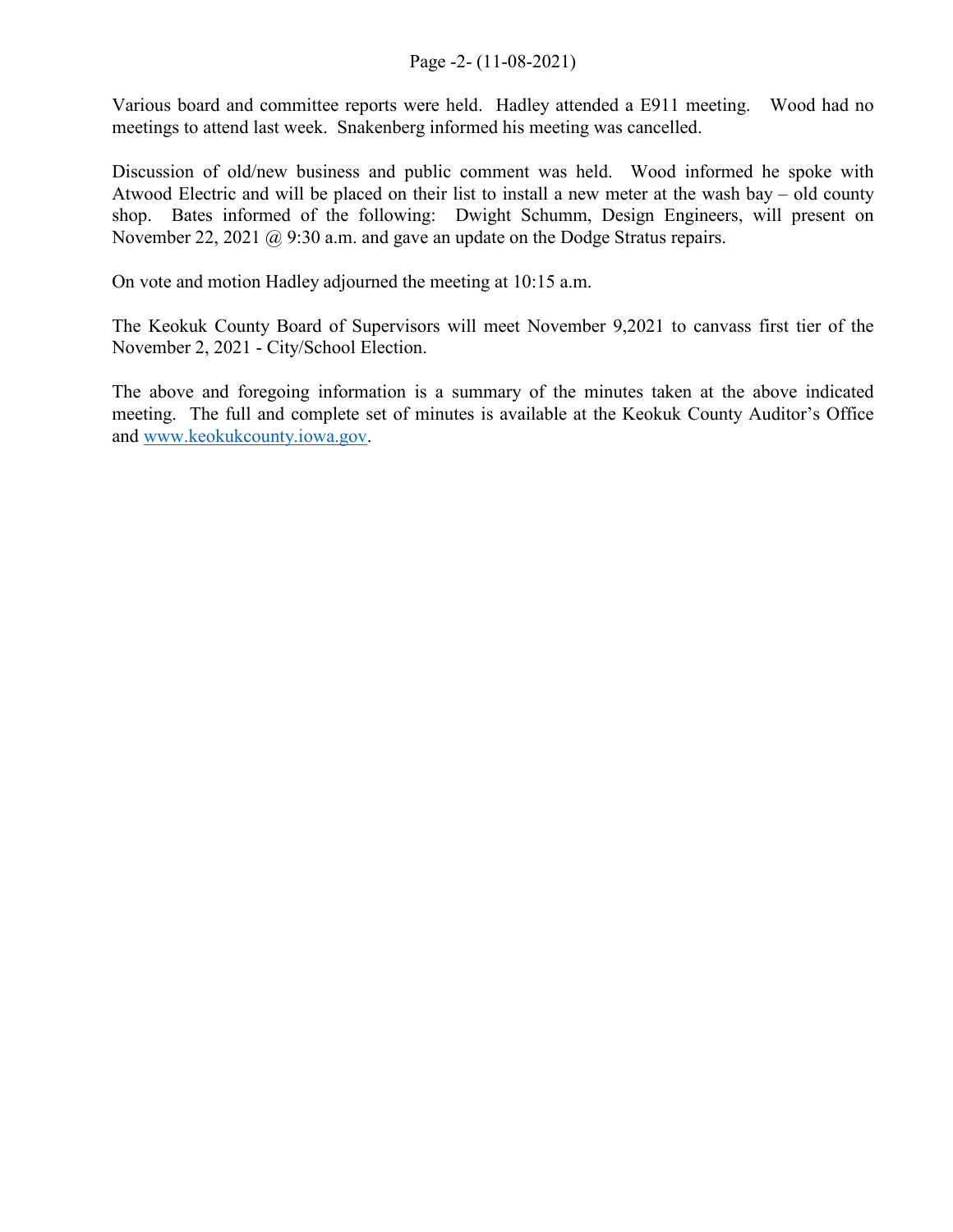Various board and committee reports were held. Hadley attended a E911 meeting. Wood had no meetings to attend last week. Snakenberg informed his meeting was cancelled.

Discussion of old/new business and public comment was held. Wood informed he spoke with Atwood Electric and will be placed on their list to install a new meter at the wash bay – old county shop. Bates informed of the following: Dwight Schumm, Design Engineers, will present on November 22, 2021 @ 9:30 a.m. and gave an update on the Dodge Stratus repairs.

On vote and motion Hadley adjourned the meeting at 10:15 a.m.

The Keokuk County Board of Supervisors will meet November 9,2021 to canvass first tier of the November 2, 2021 - City/School Election.

The above and foregoing information is a summary of the minutes taken at the above indicated meeting. The full and complete set of minutes is available at the Keokuk County Auditor's Office and www.keokukcounty.iowa.gov.